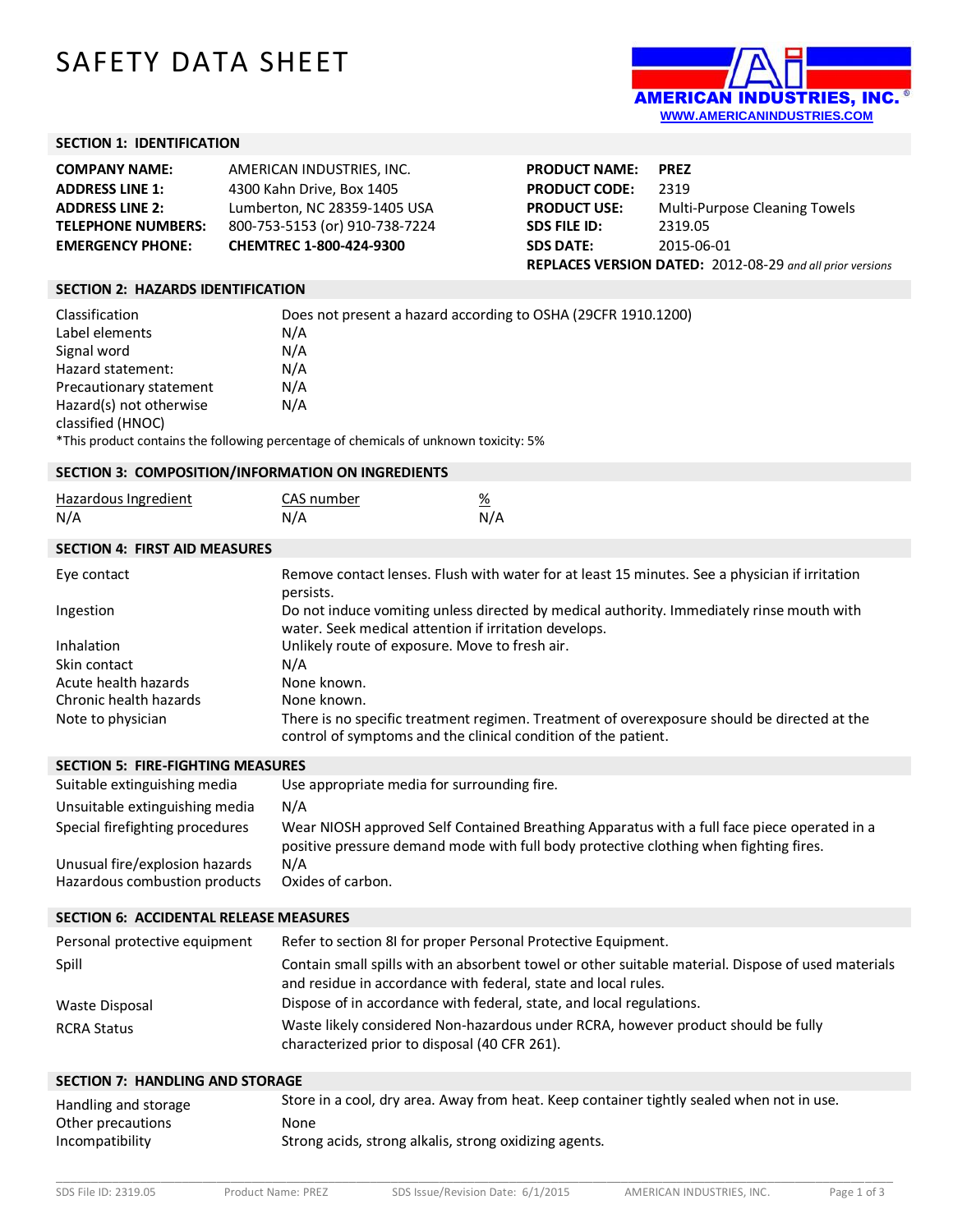# SAFETY DATA SHEET

AMERICAN INDUSTRIES, INC.
WWW.AMERICANINDUSTRIES.COM

## SECTION 1: IDENTIFICATION

| | |
|---|---|
| **COMPANY NAME:** | AMERICAN INDUSTRIES, INC. |
| **ADDRESS LINE 1:** | 4300 Kahn Drive, Box 1405 |
| **ADDRESS LINE 2:** | Lumberton, NC 28359-1405 USA |
| **TELEPHONE NUMBERS:** | 800-753-5153 (or) 910-738-7224 |
| **EMERGENCY PHONE:** | **CHEMTREC 1-800-424-9300** |

| | |
|---|---|
| **PRODUCT NAME:** | **PREZ** |
| **PRODUCT CODE:** | 2319 |
| **PRODUCT USE:** | Multi-Purpose Cleaning Towels |
| **SDS FILE ID:** | 2319.05 |
| **SDS DATE:** | 2015-06-01 |
| **REPLACES VERSION DATED:** | 2012-08-29 *and all prior versions* |

## SECTION 2: HAZARDS IDENTIFICATION

| | |
|---|---|
| Classification | Does not present a hazard according to OSHA (29CFR 1910.1200) |
| Label elements | N/A |
| Signal word | N/A |
| Hazard statement: | N/A |
| Precautionary statement | N/A |
| Hazard(s) not otherwise classified (HNOC) | N/A |

*This product contains the following percentage of chemicals of unknown toxicity: 5%

## SECTION 3: COMPOSITION/INFORMATION ON INGREDIENTS

| Hazardous Ingredient | CAS number | % |
|---|---|---|
| N/A | N/A | N/A |

## SECTION 4: FIRST AID MEASURES

| | |
|---|---|
| Eye contact | Remove contact lenses. Flush with water for at least 15 minutes. See a physician if irritation persists. |
| Ingestion | Do not induce vomiting unless directed by medical authority. Immediately rinse mouth with water. Seek medical attention if irritation develops. |
| Inhalation | Unlikely route of exposure. Move to fresh air. |
| Skin contact | N/A |
| Acute health hazards | None known. |
| Chronic health hazards | None known. |
| Note to physician | There is no specific treatment regimen. Treatment of overexposure should be directed at the control of symptoms and the clinical condition of the patient. |

## SECTION 5: FIRE-FIGHTING MEASURES

| | |
|---|---|
| Suitable extinguishing media | Use appropriate media for surrounding fire. |
| Unsuitable extinguishing media | N/A |
| Special firefighting procedures | Wear NIOSH approved Self Contained Breathing Apparatus with a full face piece operated in a positive pressure demand mode with full body protective clothing when fighting fires. |
| Unusual fire/explosion hazards | N/A |
| Hazardous combustion products | Oxides of carbon. |

## SECTION 6: ACCIDENTAL RELEASE MEASURES

| | |
|---|---|
| Personal protective equipment | Refer to section 8I for proper Personal Protective Equipment. |
| Spill | Contain small spills with an absorbent towel or other suitable material. Dispose of used materials and residue in accordance with federal, state and local rules. |
| Waste Disposal | Dispose of in accordance with federal, state, and local regulations. |
| RCRA Status | Waste likely considered Non-hazardous under RCRA, however product should be fully characterized prior to disposal (40 CFR 261). |

## SECTION 7: HANDLING AND STORAGE

| | |
|---|---|
| Handling and storage | Store in a cool, dry area. Away from heat. Keep container tightly sealed when not in use. |
| Other precautions | None |
| Incompatibility | Strong acids, strong alkalis, strong oxidizing agents. |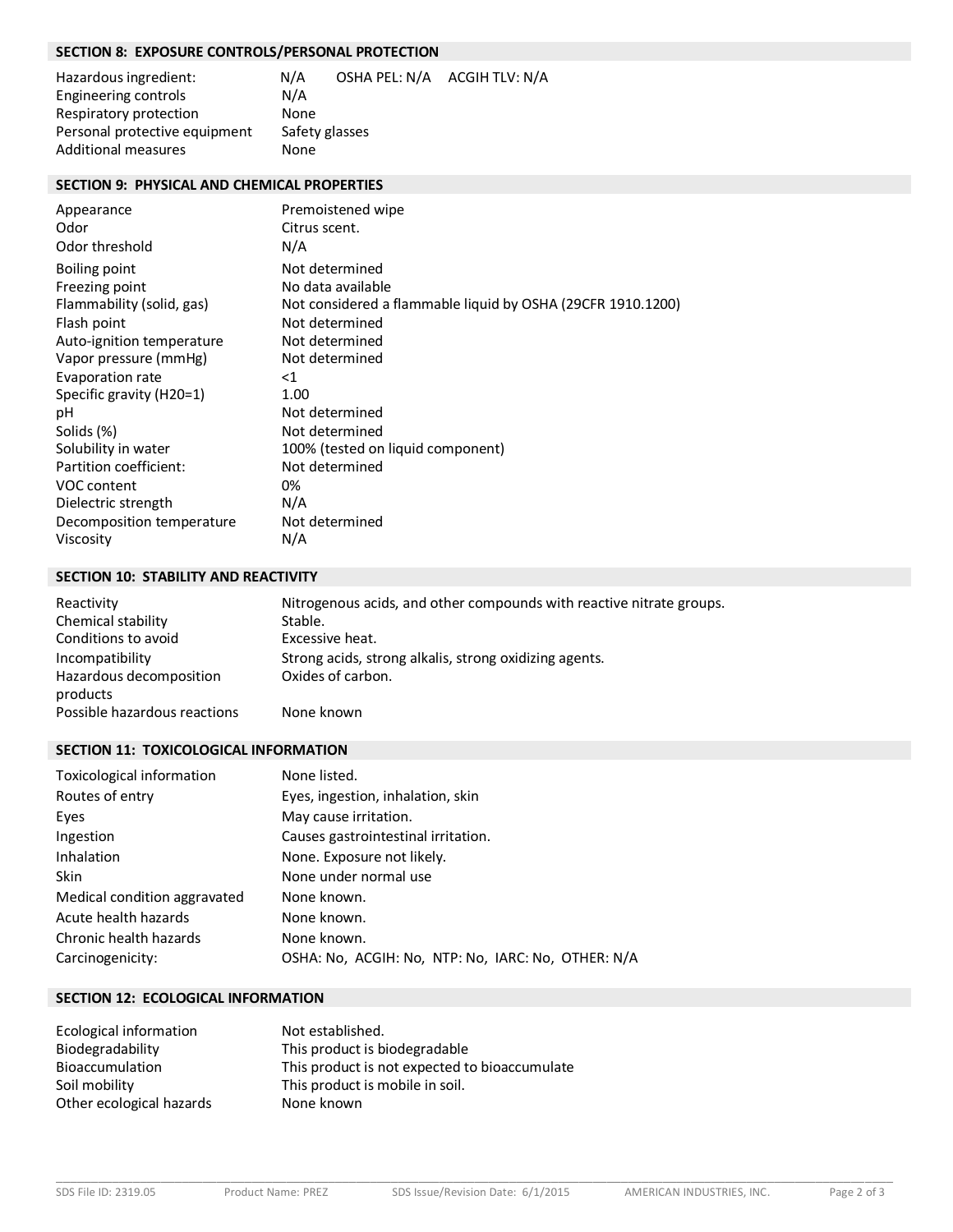## SECTION 8: EXPOSURE CONTROLS/PERSONAL PROTECTION

| | |
|---|---|
| Hazardous ingredient: | N/A OSHA PEL: N/A ACGIH TLV: N/A |
| Engineering controls | N/A |
| Respiratory protection | None |
| Personal protective equipment | Safety glasses |
| Additional measures | None |

## SECTION 9: PHYSICAL AND CHEMICAL PROPERTIES

| | |
|---|---|
| Appearance | Premoistened wipe |
| Odor | Citrus scent. |
| Odor threshold | N/A |
| Boiling point | Not determined |
| Freezing point | No data available |
| Flammability (solid, gas) | Not considered a flammable liquid by OSHA (29CFR 1910.1200) |
| Flash point | Not determined |
| Auto-ignition temperature | Not determined |
| Vapor pressure (mmHg) | Not determined |
| Evaporation rate | <1 |
| Specific gravity (H20=1) | 1.00 |
| pH | Not determined |
| Solids (%) | Not determined |
| Solubility in water | 100% (tested on liquid component) |
| Partition coefficient: | Not determined |
| VOC content | 0% |
| Dielectric strength | N/A |
| Decomposition temperature | Not determined |
| Viscosity | N/A |

## SECTION 10: STABILITY AND REACTIVITY

| | |
|---|---|
| Reactivity | Nitrogenous acids, and other compounds with reactive nitrate groups. |
| Chemical stability | Stable. |
| Conditions to avoid | Excessive heat. |
| Incompatibility | Strong acids, strong alkalis, strong oxidizing agents. |
| Hazardous decomposition products | Oxides of carbon. |
| Possible hazardous reactions | None known |

## SECTION 11: TOXICOLOGICAL INFORMATION

| | |
|---|---|
| Toxicological information | None listed. |
| Routes of entry | Eyes, ingestion, inhalation, skin |
| Eyes | May cause irritation. |
| Ingestion | Causes gastrointestinal irritation. |
| Inhalation | None. Exposure not likely. |
| Skin | None under normal use |
| Medical condition aggravated | None known. |
| Acute health hazards | None known. |
| Chronic health hazards | None known. |
| Carcinogenicity: | OSHA: No, ACGIH: No, NTP: No, IARC: No, OTHER: N/A |

## SECTION 12: ECOLOGICAL INFORMATION

| | |
|---|---|
| Ecological information | Not established. |
| Biodegradability | This product is biodegradable |
| Bioaccumulation | This product is not expected to bioaccumulate |
| Soil mobility | This product is mobile in soil. |
| Other ecological hazards | None known |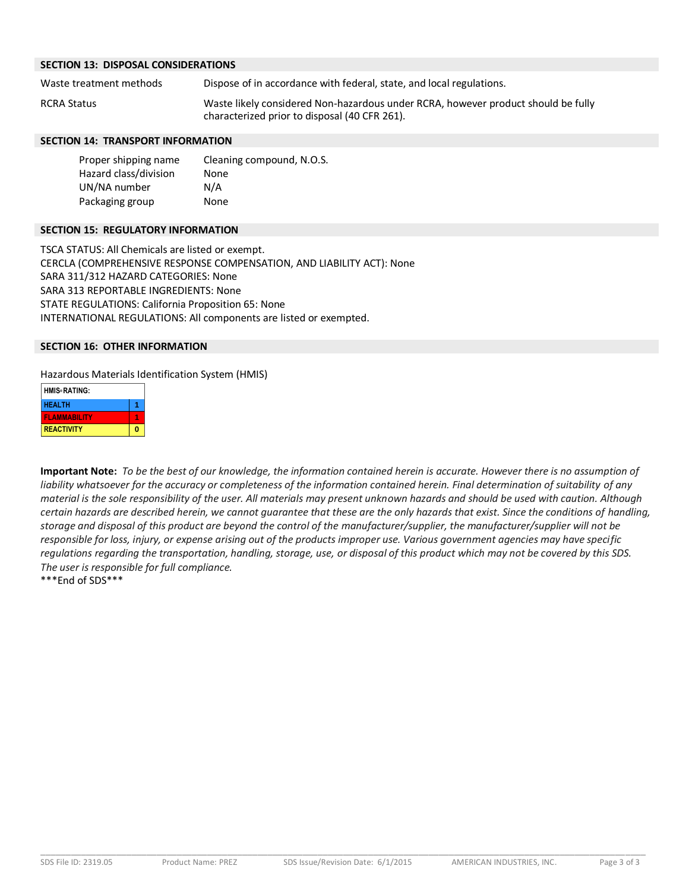## SECTION 13: DISPOSAL CONSIDERATIONS

| | |
|---|---|
| Waste treatment methods | Dispose of in accordance with federal, state, and local regulations. |
| RCRA Status | Waste likely considered Non-hazardous under RCRA, however product should be fully characterized prior to disposal (40 CFR 261). |

## SECTION 14: TRANSPORT INFORMATION

| | |
|---|---|
| Proper shipping name | Cleaning compound, N.O.S. |
| Hazard class/division | None |
| UN/NA number | N/A |
| Packaging group | None |

## SECTION 15: REGULATORY INFORMATION

TSCA STATUS: All Chemicals are listed or exempt.
CERCLA (COMPREHENSIVE RESPONSE COMPENSATION, AND LIABILITY ACT): None
SARA 311/312 HAZARD CATEGORIES: None
SARA 313 REPORTABLE INGREDIENTS: None
STATE REGULATIONS: California Proposition 65: None
INTERNATIONAL REGULATIONS: All components are listed or exempted.

## SECTION 16: OTHER INFORMATION

Hazardous Materials Identification System (HMIS)

| HMIS® RATING: | |
|---|---|
| HEALTH | 1 |
| FLAMMABILITY | 1 |
| REACTIVITY | 0 |

**Important Note:** *To be the best of our knowledge, the information contained herein is accurate. However there is no assumption of liability whatsoever for the accuracy or completeness of the information contained herein. Final determination of suitability of any material is the sole responsibility of the user. All materials may present unknown hazards and should be used with caution. Although certain hazards are described herein, we cannot guarantee that these are the only hazards that exist. Since the conditions of handling, storage and disposal of this product are beyond the control of the manufacturer/supplier, the manufacturer/supplier will not be responsible for loss, injury, or expense arising out of the products improper use. Various government agencies may have specific regulations regarding the transportation, handling, storage, use, or disposal of this product which may not be covered by this SDS. The user is responsible for full compliance.*

***End of SDS***